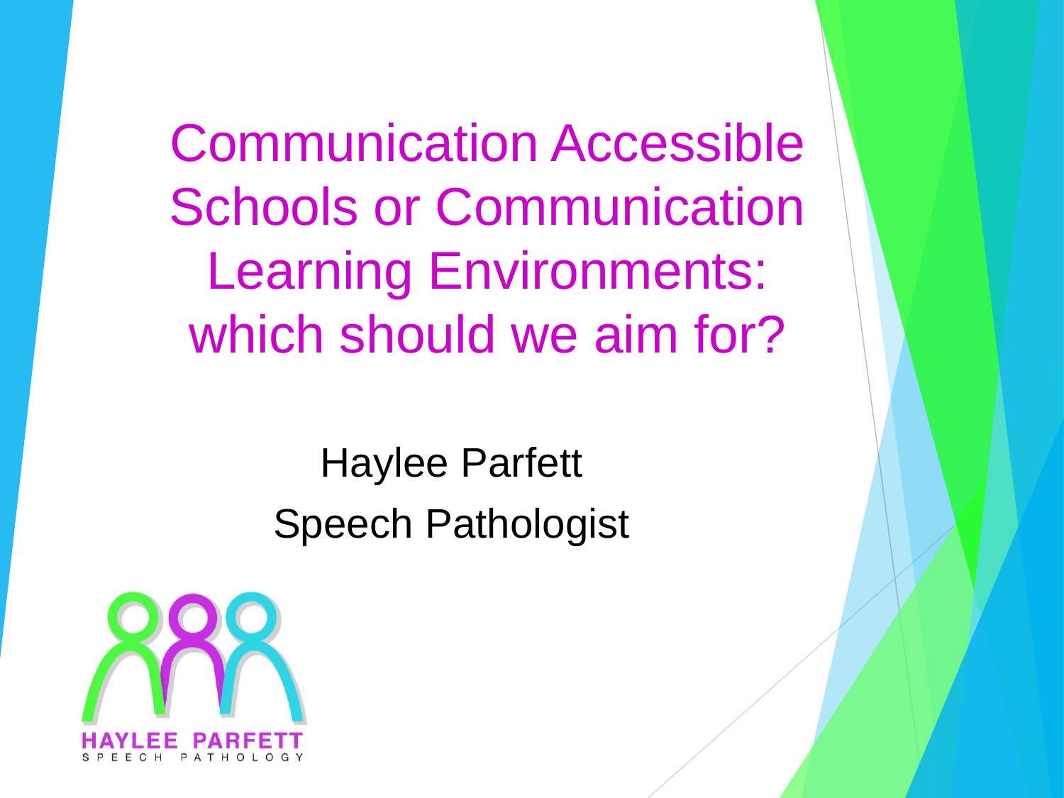# Communication Accessible Schools or Communication Learning Environments: which should we aim for?

Haylee Parfett

Speech Pathologist

HAYLEE PARFETT

SPEECH PATHOLOGY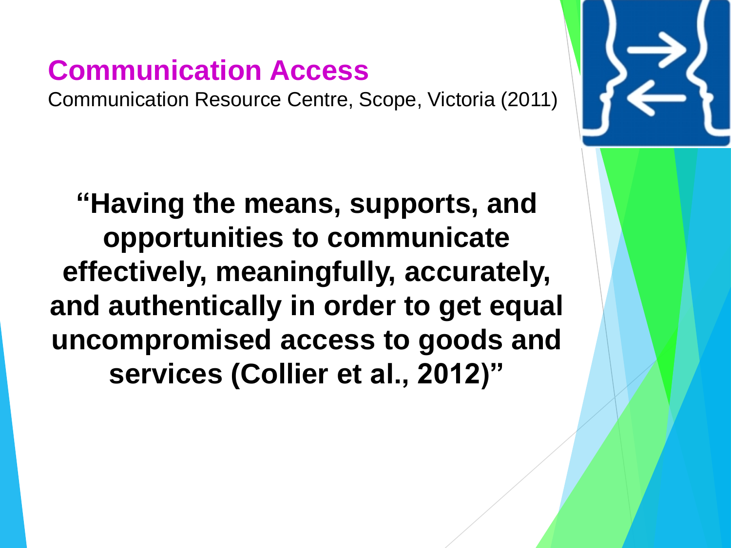## Communication Access

Communication Resource Centre, Scope, Victoria (2011)

**"Having the means, supports, and opportunities to communicate effectively, meaningfully, accurately, and authentically in order to get equal uncompromised access to goods and services (Collier et al., 2012)"**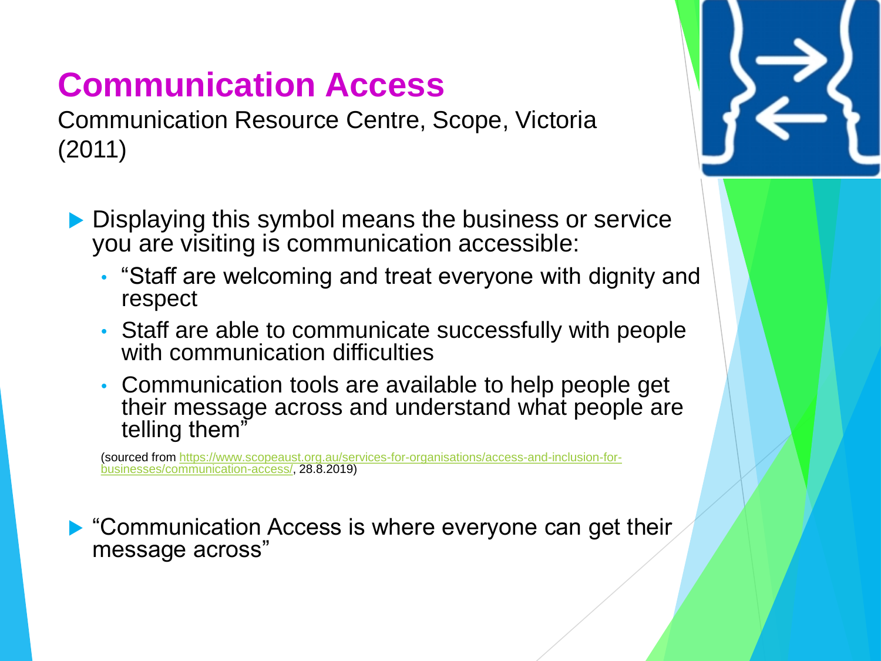# Communication Access

Communication Resource Centre, Scope, Victoria (2011)

- Displaying this symbol means the business or service you are visiting is communication accessible:
  - "Staff are welcoming and treat everyone with dignity and respect
  - Staff are able to communicate successfully with people with communication difficulties
  - Communication tools are available to help people get their message across and understand what people are telling them"

(sourced from https://www.scopeaust.org.au/services-for-organisations/access-and-inclusion-for-businesses/communication-access/, 28.8.2019)

- "Communication Access is where everyone can get their message across"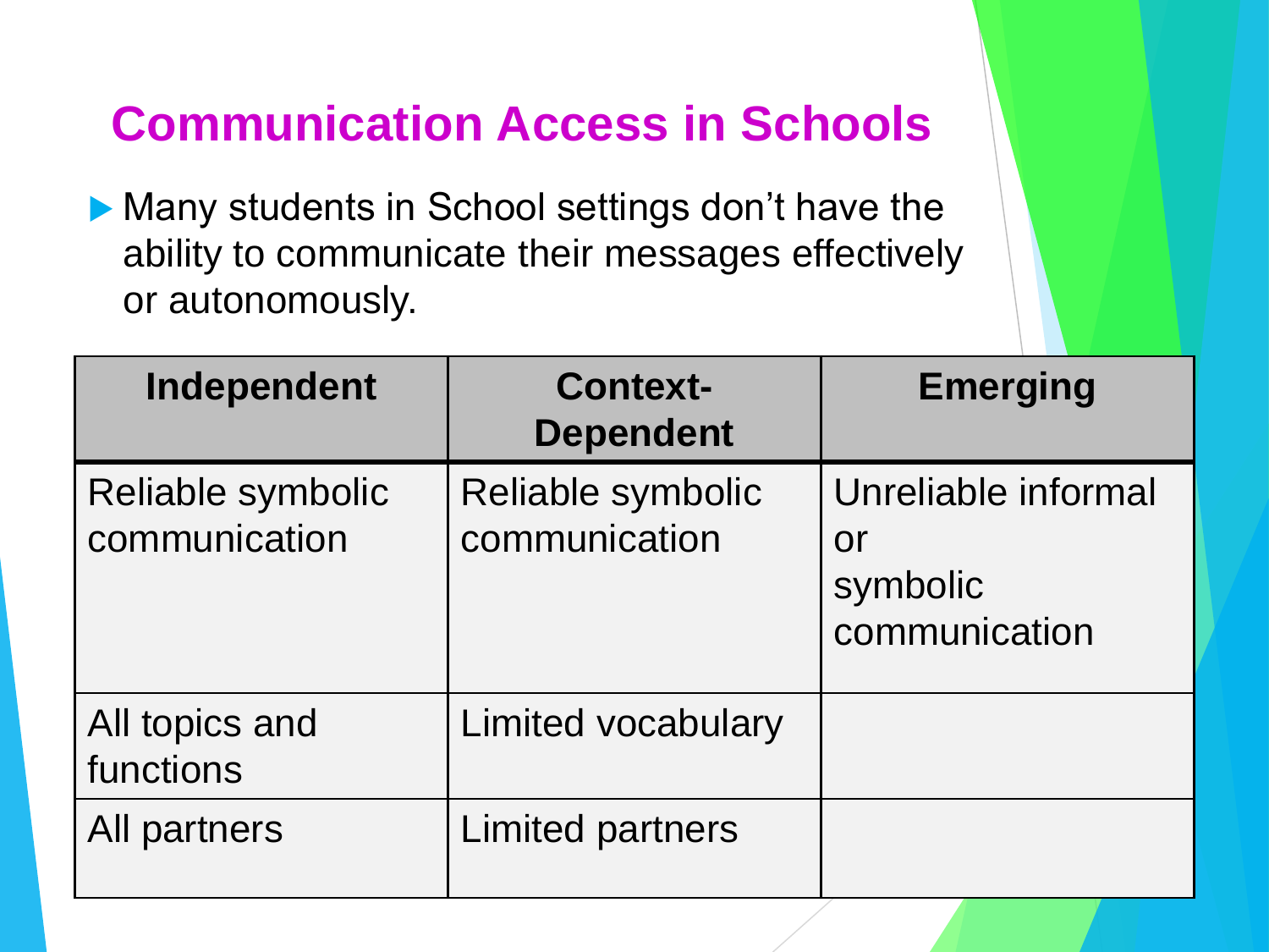## Communication Access in Schools

- Many students in School settings don't have the ability to communicate their messages effectively or autonomously.

| Independent | Context-Dependent | Emerging |
|---|---|---|
| Reliable symbolic communication | Reliable symbolic communication | Unreliable informal or symbolic communication |
| All topics and functions | Limited vocabulary | |
| All partners | Limited partners | |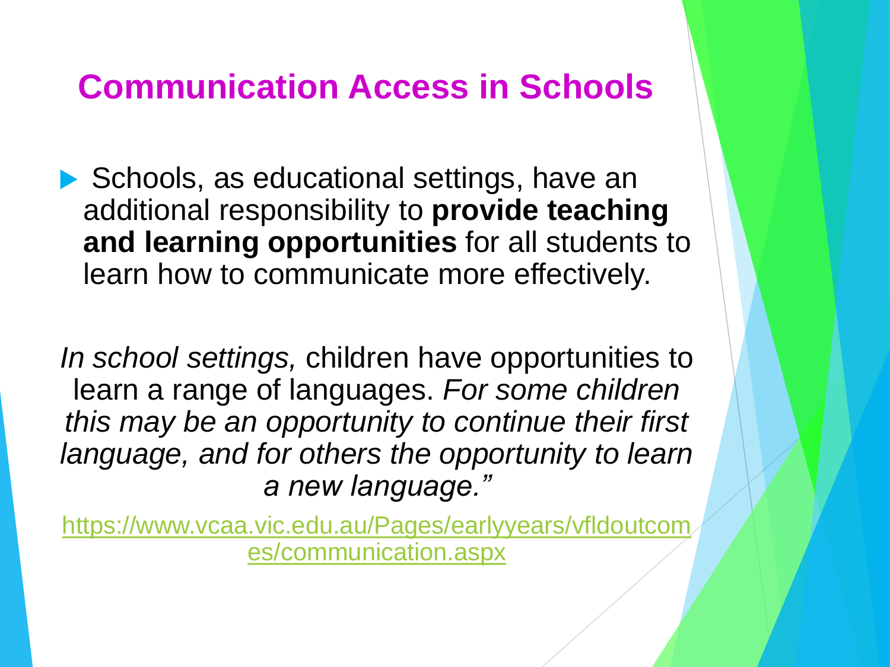# Communication Access in Schools

- Schools, as educational settings, have an additional responsibility to **provide teaching and learning opportunities** for all students to learn how to communicate more effectively.

*In school settings,* children have opportunities to learn a range of languages. *For some children this may be an opportunity to continue their first language, and for others the opportunity to learn a new language."*

https://www.vcaa.vic.edu.au/Pages/earlyyears/vfldoutcomes/communication.aspx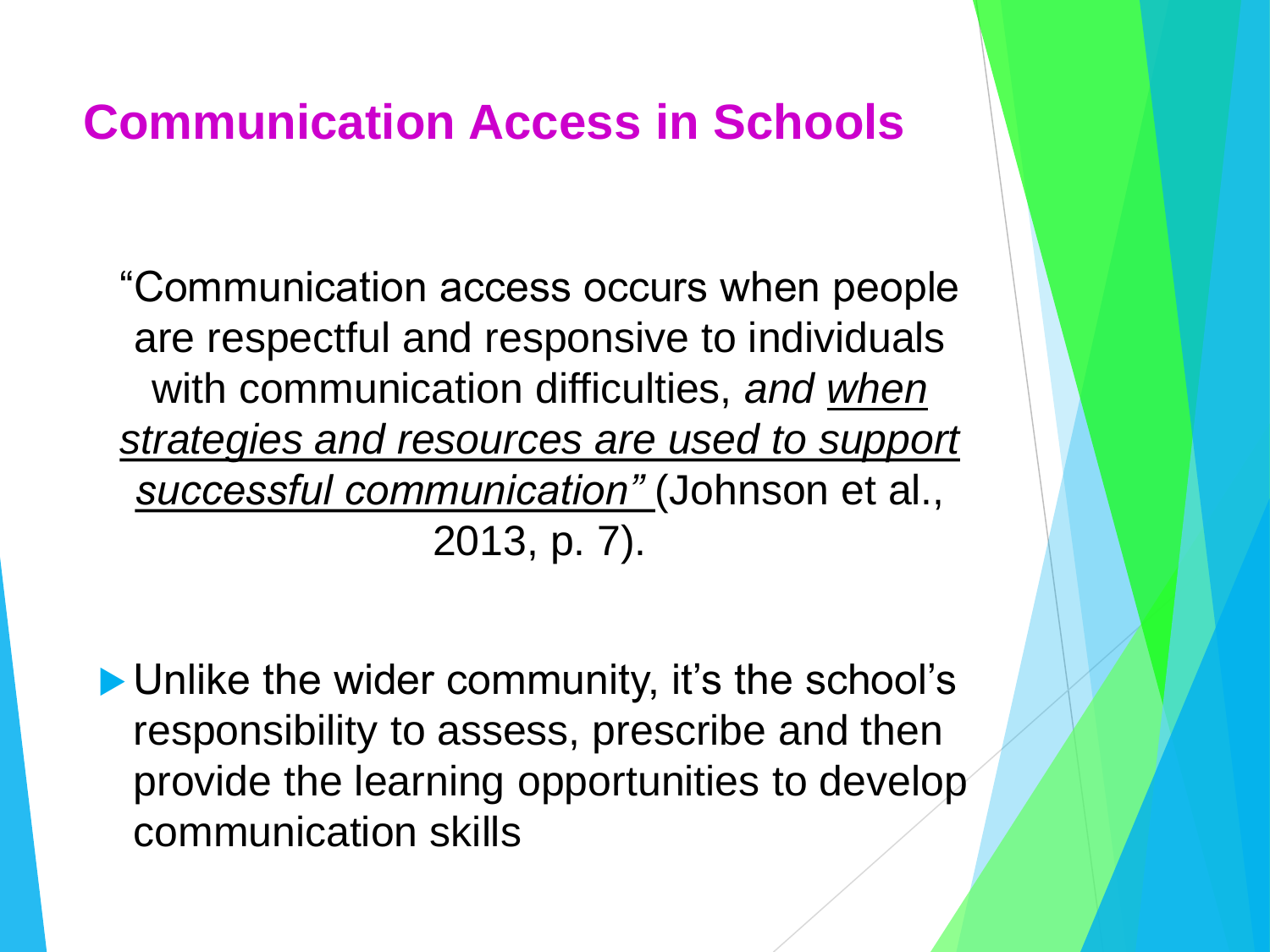## Communication Access in Schools

"Communication access occurs when people are respectful and responsive to individuals with communication difficulties, *and <u>when strategies and resources are used to support successful communication"</u>* (Johnson et al., 2013, p. 7).

- Unlike the wider community, it's the school's responsibility to assess, prescribe and then provide the learning opportunities to develop communication skills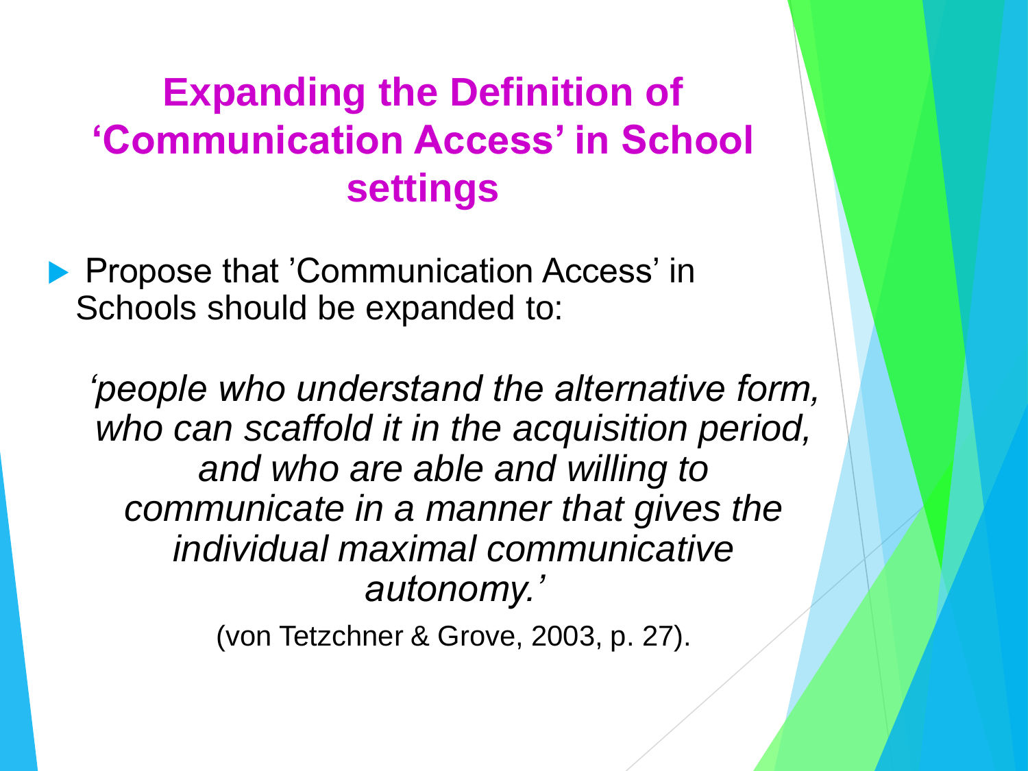# Expanding the Definition of 'Communication Access' in School settings

- Propose that 'Communication Access' in Schools should be expanded to:

*'people who understand the alternative form, who can scaffold it in the acquisition period, and who are able and willing to communicate in a manner that gives the individual maximal communicative autonomy.'*

(von Tetzchner & Grove, 2003, p. 27).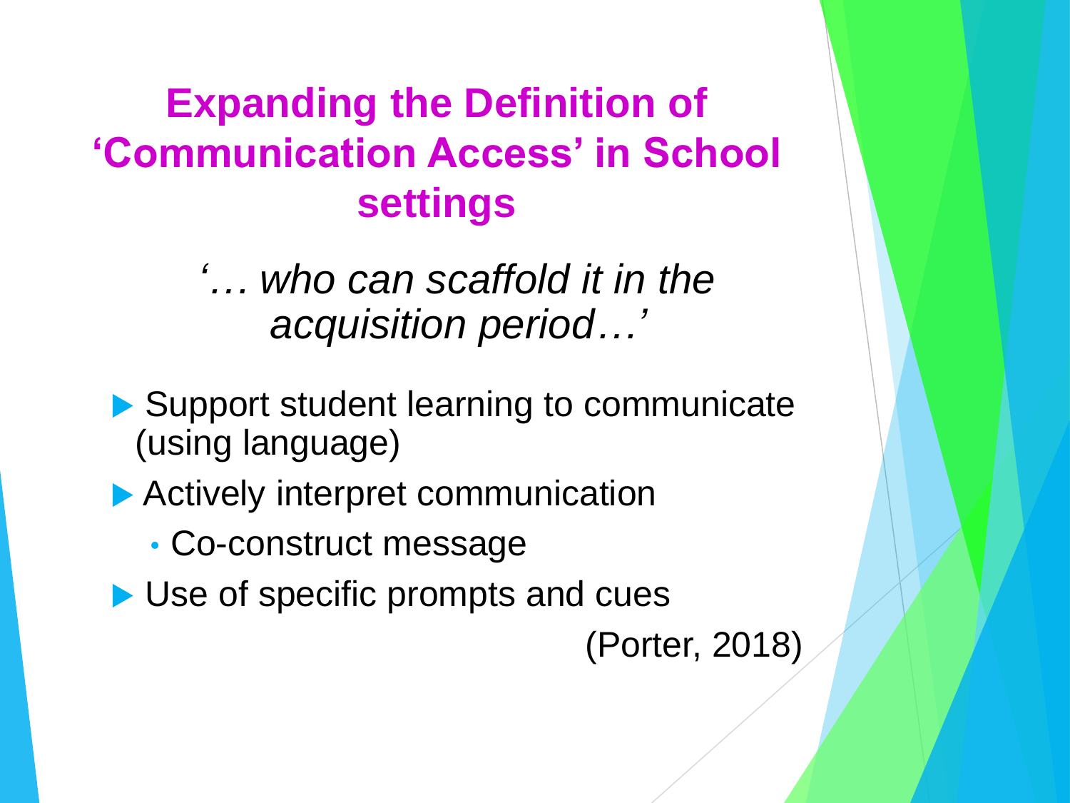# Expanding the Definition of 'Communication Access' in School settings

*'… who can scaffold it in the acquisition period…'*

- Support student learning to communicate (using language)
- Actively interpret communication
  - Co-construct message
- Use of specific prompts and cues

(Porter, 2018)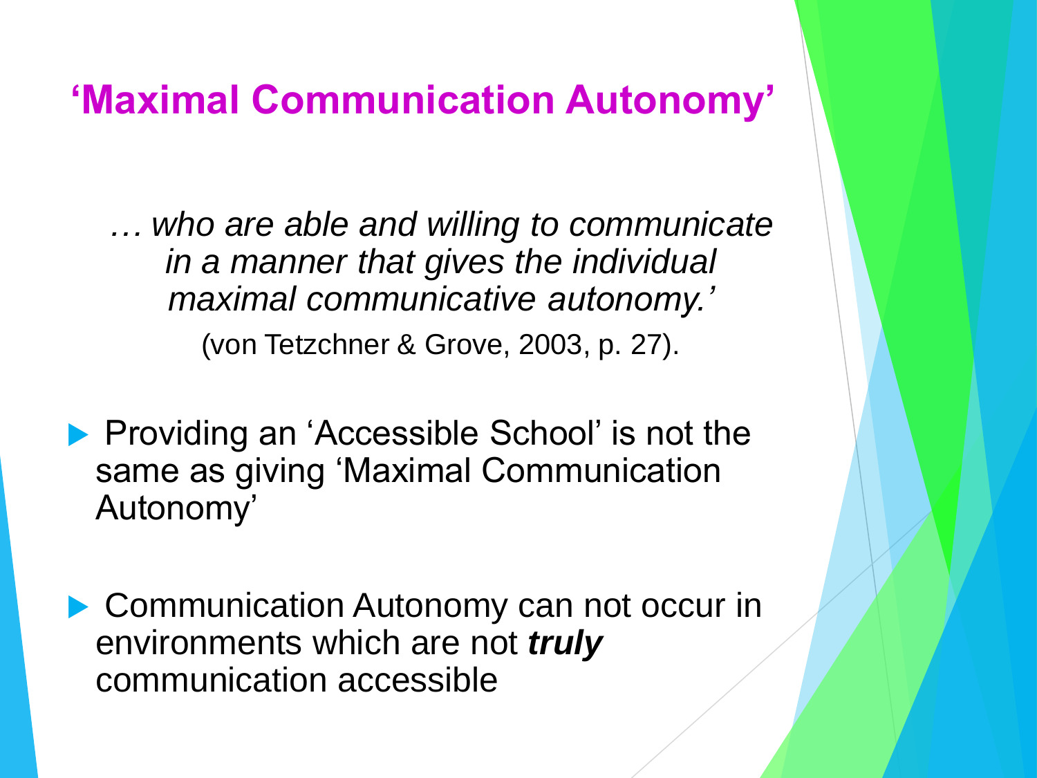# 'Maximal Communication Autonomy'

*… who are able and willing to communicate in a manner that gives the individual maximal communicative autonomy.'*

(von Tetzchner & Grove, 2003, p. 27).

- Providing an 'Accessible School' is not the same as giving 'Maximal Communication Autonomy'
- Communication Autonomy can not occur in environments which are not ***truly*** communication accessible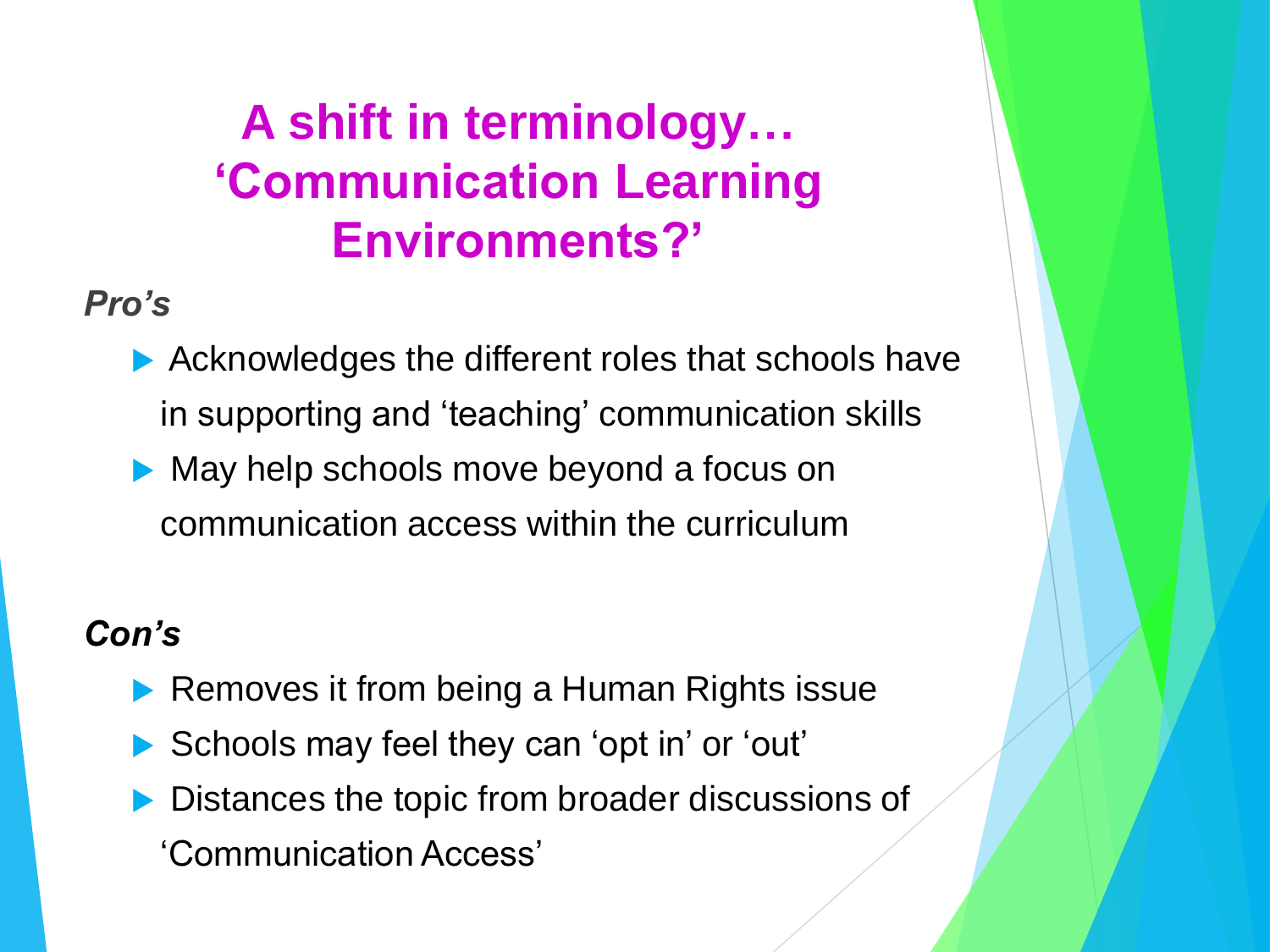# A shift in terminology… 'Communication Learning Environments?'

***Pro's***

- Acknowledges the different roles that schools have in supporting and 'teaching' communication skills
- May help schools move beyond a focus on communication access within the curriculum

***Con's***

- Removes it from being a Human Rights issue
- Schools may feel they can 'opt in' or 'out'
- Distances the topic from broader discussions of 'Communication Access'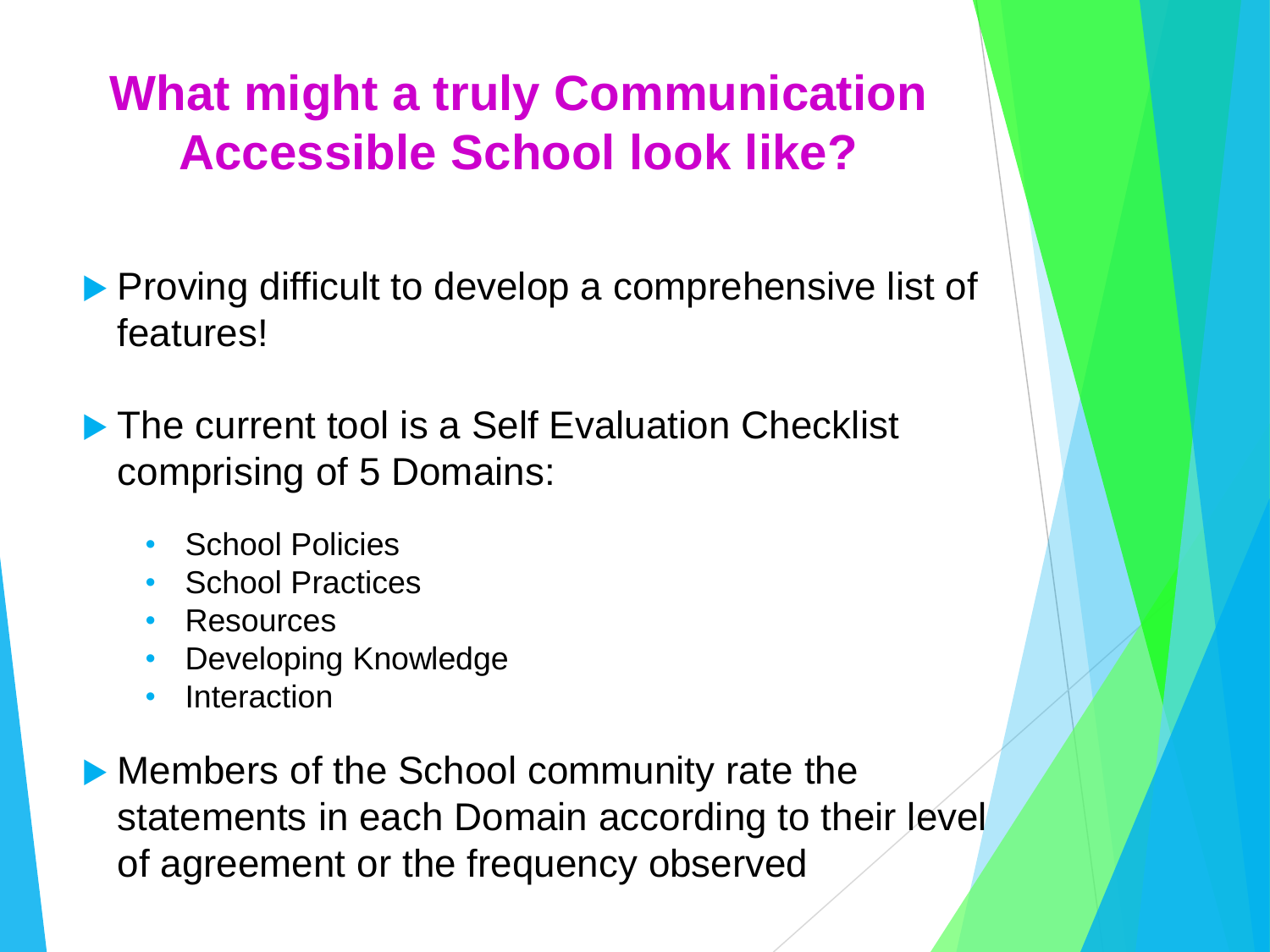# What might a truly Communication Accessible School look like?

- Proving difficult to develop a comprehensive list of features!

- The current tool is a Self Evaluation Checklist comprising of 5 Domains:
  - School Policies
  - School Practices
  - Resources
  - Developing Knowledge
  - Interaction

- Members of the School community rate the statements in each Domain according to their level of agreement or the frequency observed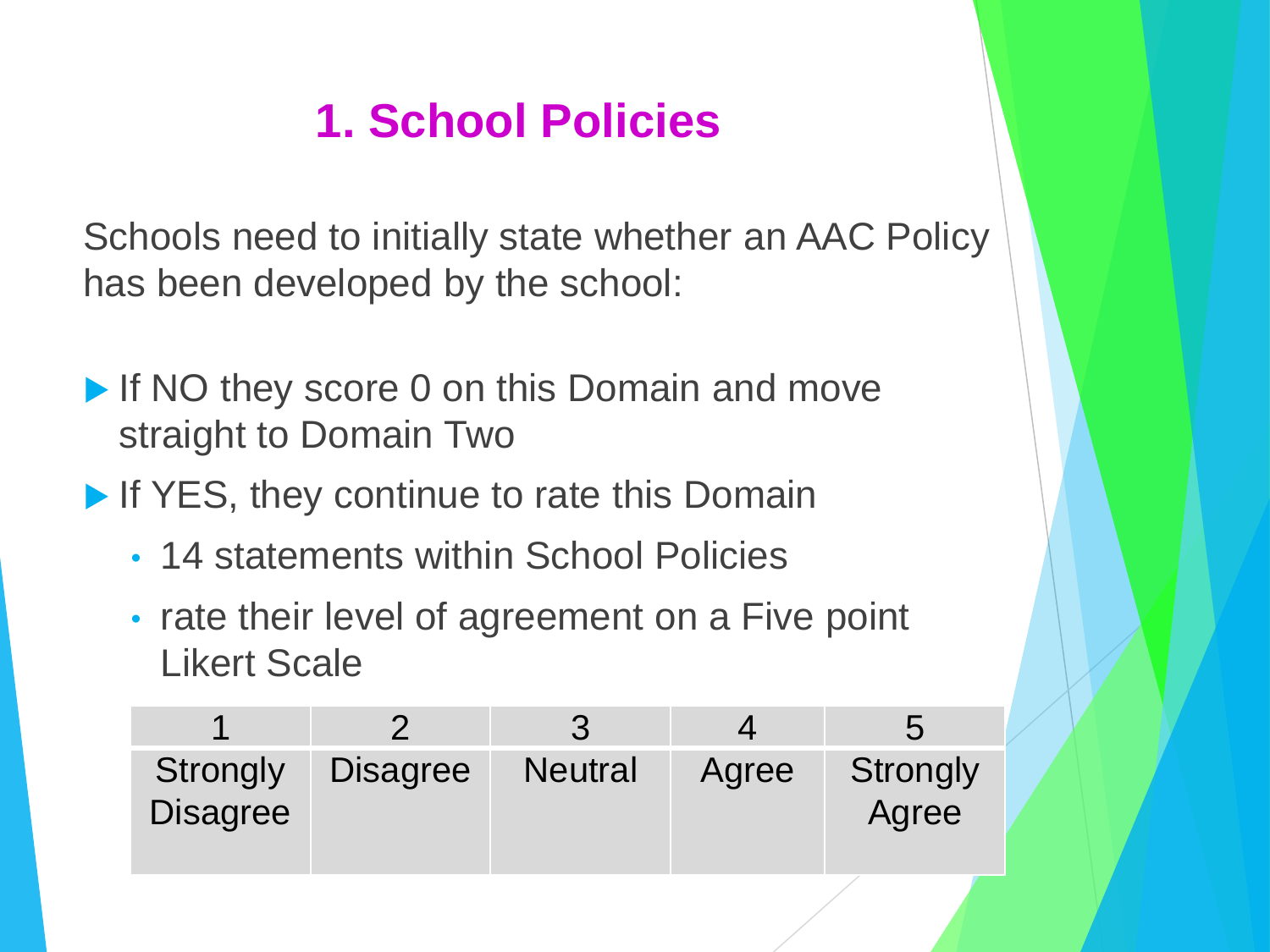# 1. School Policies

Schools need to initially state whether an AAC Policy has been developed by the school:

- If NO they score 0 on this Domain and move straight to Domain Two
- If YES, they continue to rate this Domain
  - 14 statements within School Policies
  - rate their level of agreement on a Five point Likert Scale

| 1 | 2 | 3 | 4 | 5 |
|---|---|---|---|---|
| Strongly Disagree | Disagree | Neutral | Agree | Strongly Agree |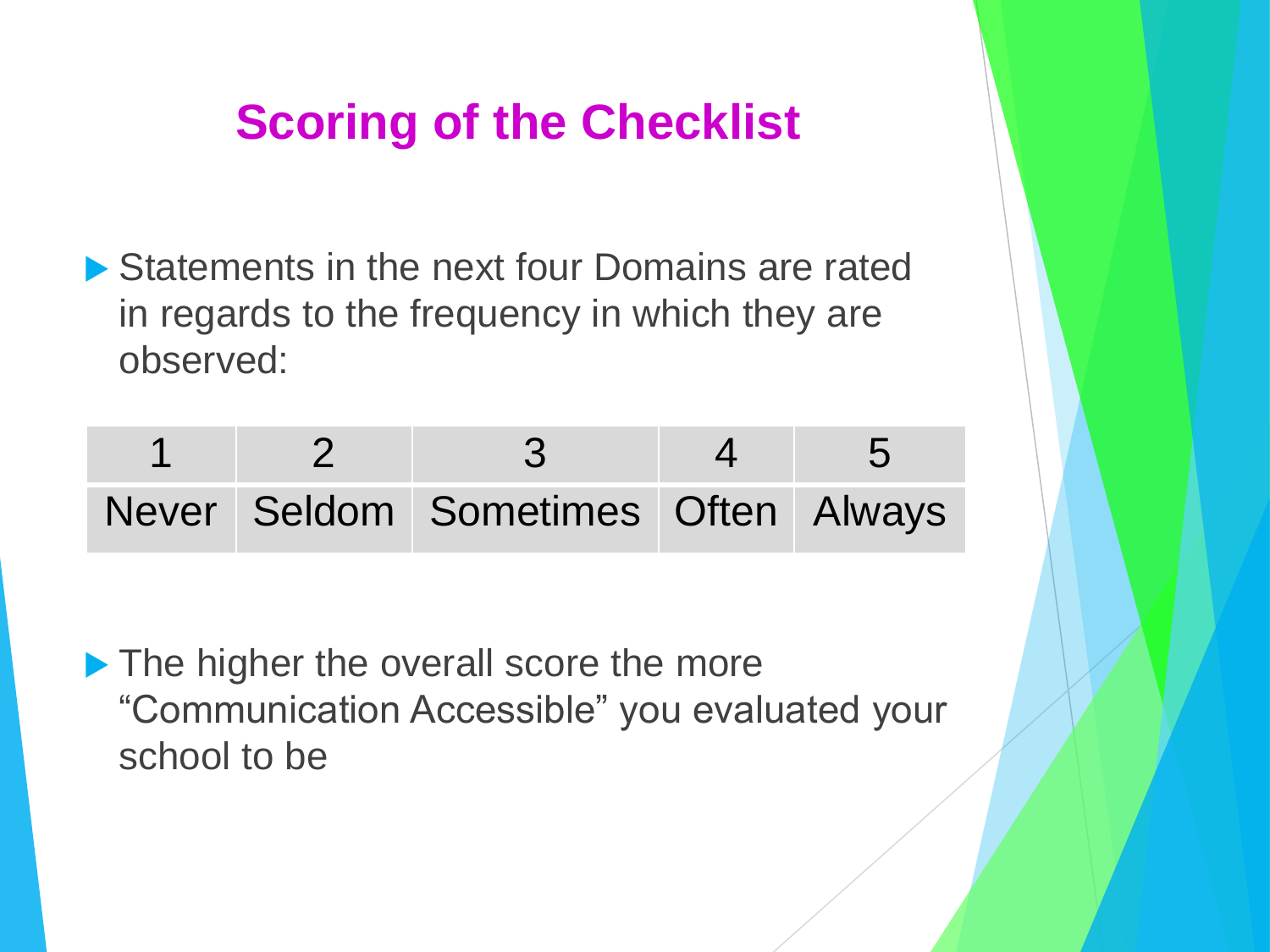# Scoring of the Checklist

- Statements in the next four Domains are rated in regards to the frequency in which they are observed:

| 1 | 2 | 3 | 4 | 5 |
|---|---|---|---|---|
| Never | Seldom | Sometimes | Often | Always |

- The higher the overall score the more “Communication Accessible” you evaluated your school to be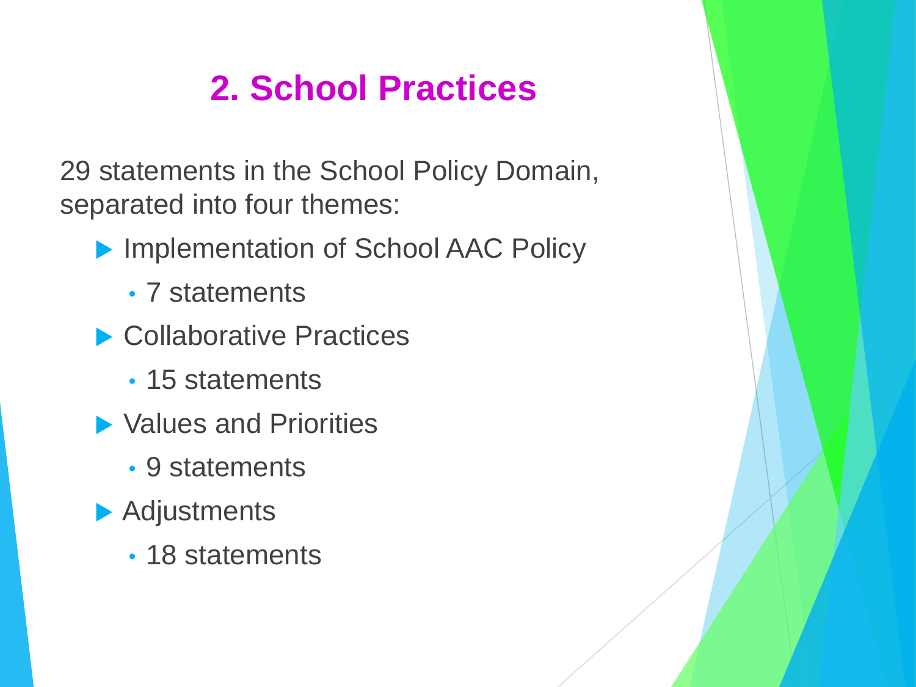## 2. School Practices

29 statements in the School Policy Domain, separated into four themes:

- Implementation of School AAC Policy
  - 7 statements
- Collaborative Practices
  - 15 statements
- Values and Priorities
  - 9 statements
- Adjustments
  - 18 statements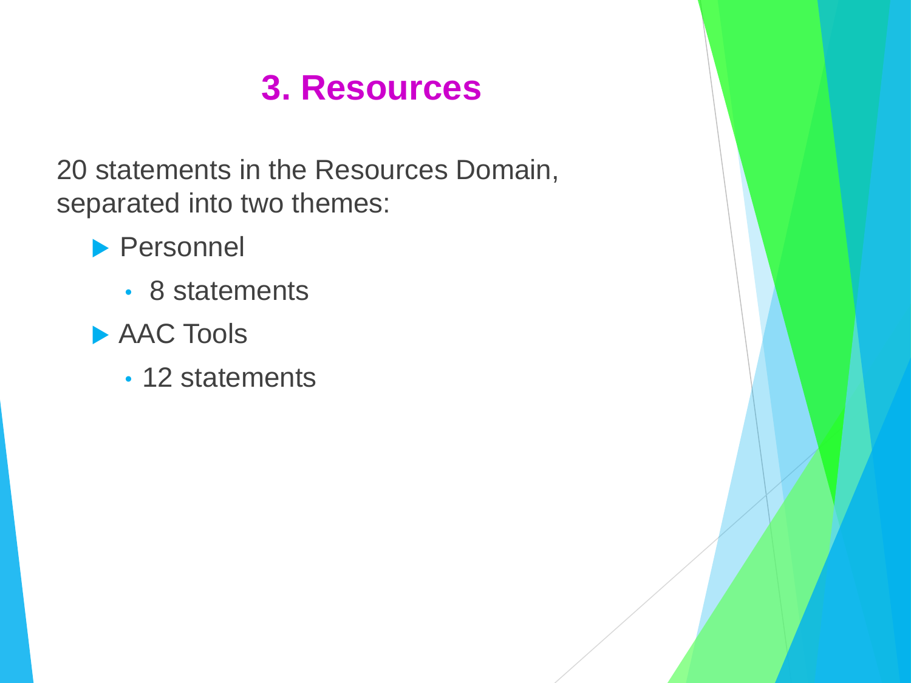# 3. Resources

20 statements in the Resources Domain, separated into two themes:

- Personnel
  - 8 statements
- AAC Tools
  - 12 statements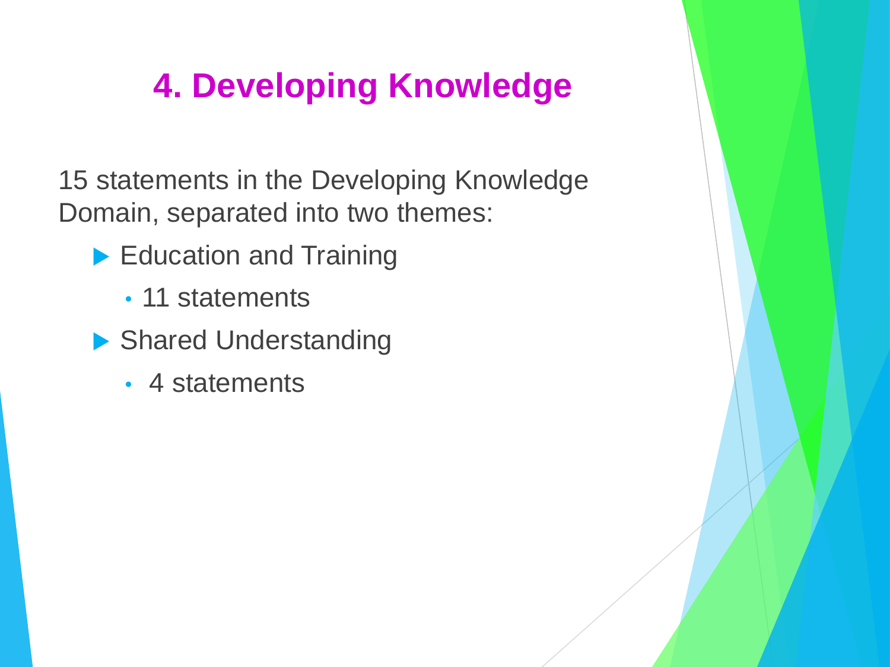# 4. Developing Knowledge

15 statements in the Developing Knowledge Domain, separated into two themes:

- Education and Training
  - 11 statements
- Shared Understanding
  - 4 statements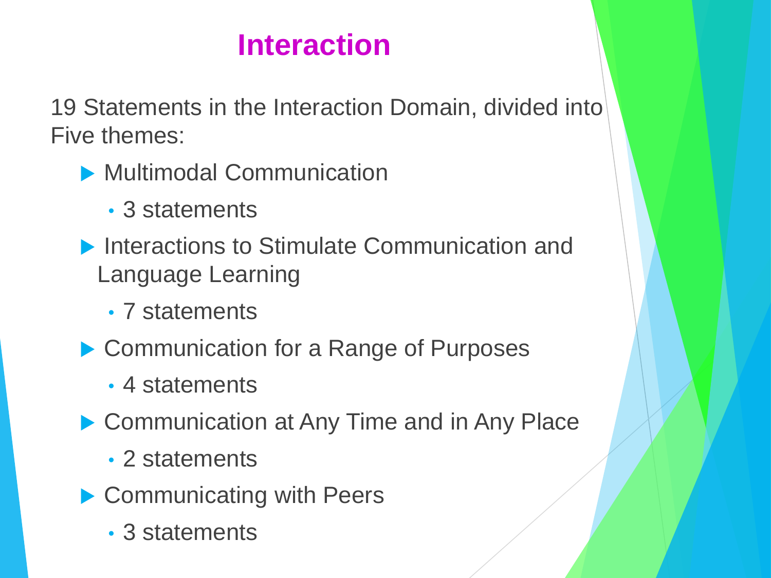# Interaction

19 Statements in the Interaction Domain, divided into Five themes:

- Multimodal Communication
  - 3 statements
- Interactions to Stimulate Communication and Language Learning
  - 7 statements
- Communication for a Range of Purposes
  - 4 statements
- Communication at Any Time and in Any Place
  - 2 statements
- Communicating with Peers
  - 3 statements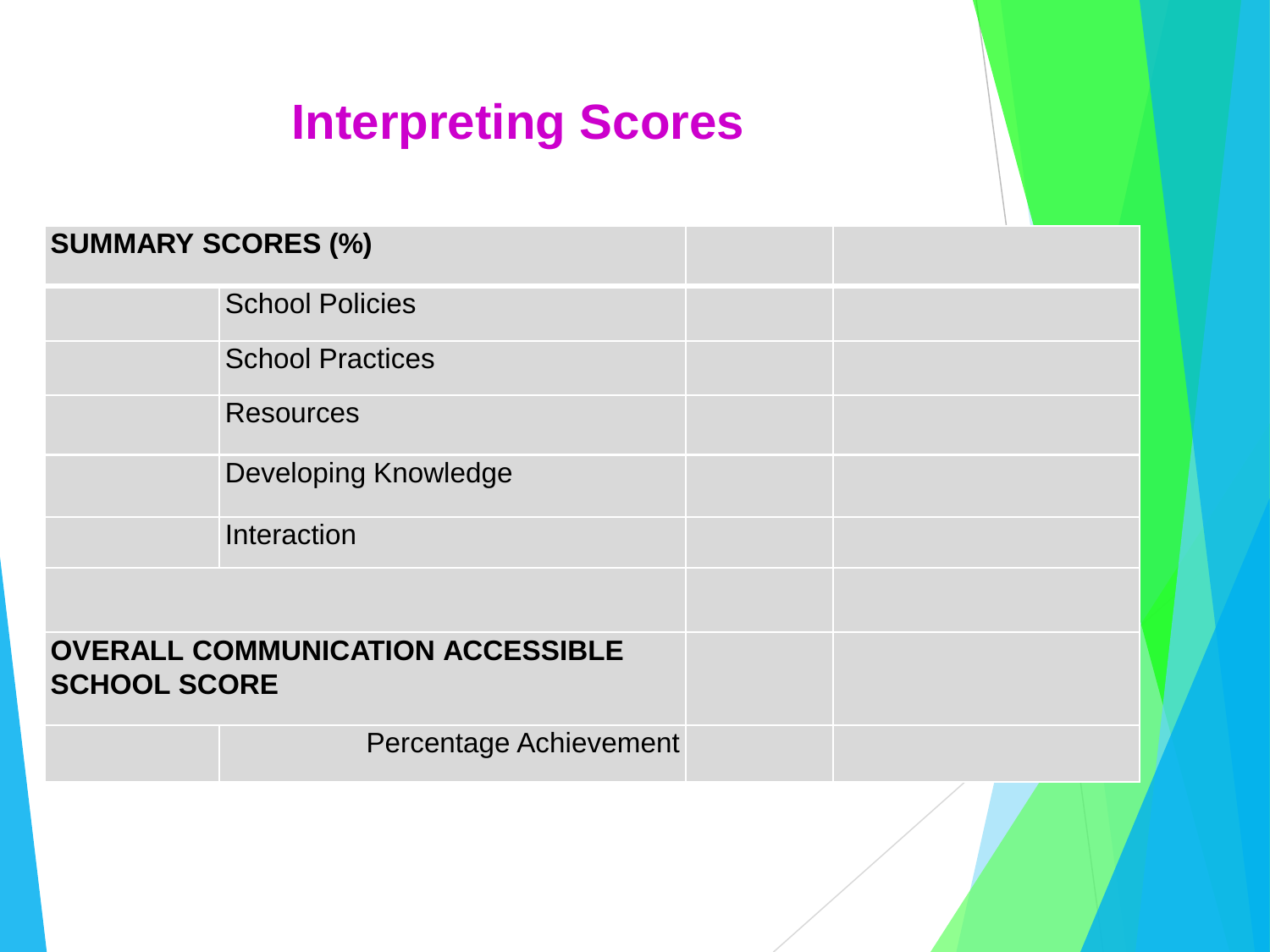# Interpreting Scores

| SUMMARY SCORES (%) | | | |
|---|---|---|---|
| | School Policies | | |
| | School Practices | | |
| | Resources | | |
| | Developing Knowledge | | |
| | Interaction | | |
| | | | |
| **OVERALL COMMUNICATION ACCESSIBLE SCHOOL SCORE** | | | |
| | Percentage Achievement | | |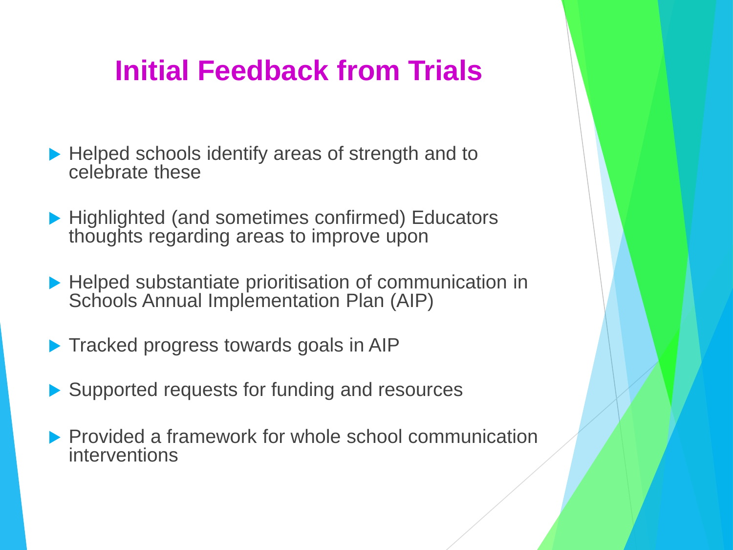# Initial Feedback from Trials

- Helped schools identify areas of strength and to celebrate these
- Highlighted (and sometimes confirmed) Educators thoughts regarding areas to improve upon
- Helped substantiate prioritisation of communication in Schools Annual Implementation Plan (AIP)
- Tracked progress towards goals in AIP
- Supported requests for funding and resources
- Provided a framework for whole school communication interventions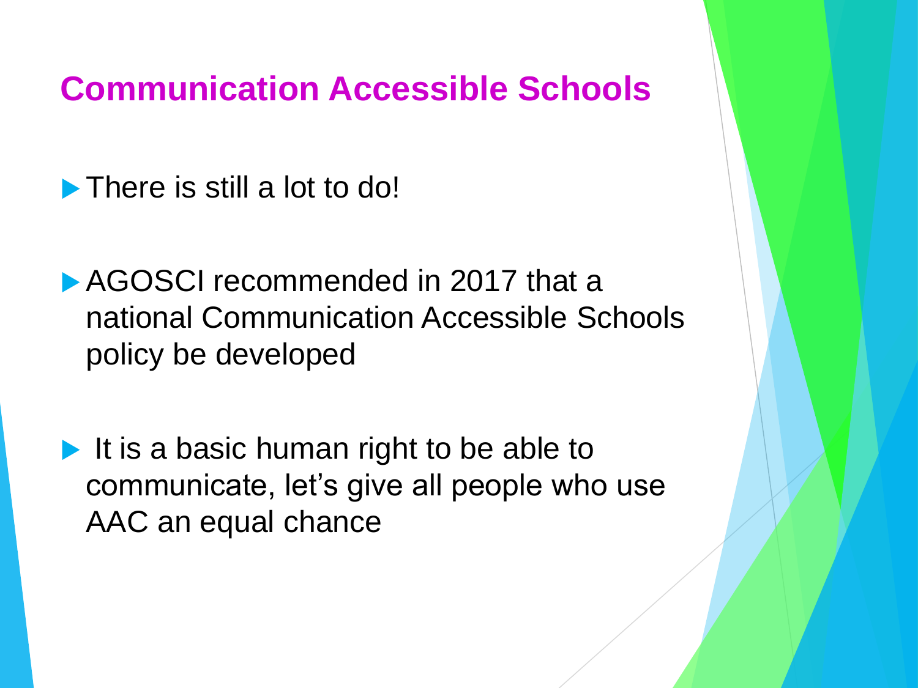## Communication Accessible Schools

- There is still a lot to do!
- AGOSCI recommended in 2017 that a national Communication Accessible Schools policy be developed
- It is a basic human right to be able to communicate, let's give all people who use AAC an equal chance